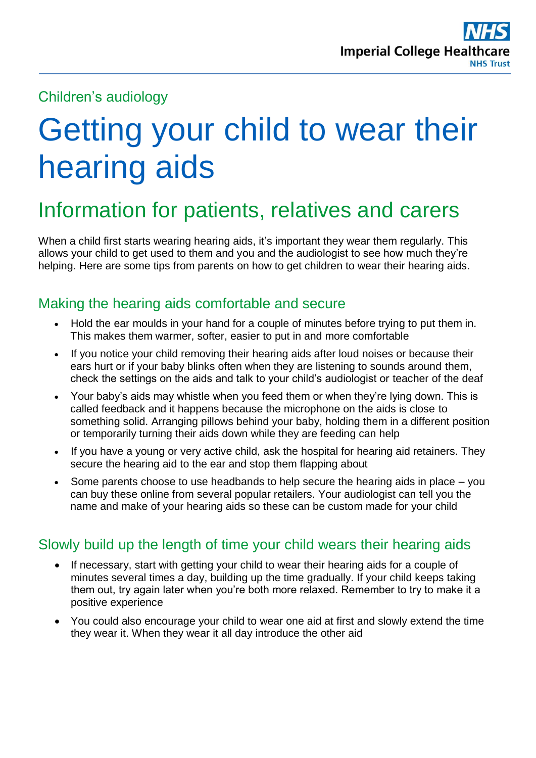Children's audiology

# Getting your child to wear their hearing aids

## Information for patients, relatives and carers

When a child first starts wearing hearing aids, it's important they wear them regularly. This allows your child to get used to them and you and the audiologist to see how much they're helping. Here are some tips from parents on how to get children to wear their hearing aids.

### Making the hearing aids comfortable and secure

- Hold the ear moulds in your hand for a couple of minutes before trying to put them in. This makes them warmer, softer, easier to put in and more comfortable
- If you notice your child removing their hearing aids after loud noises or because their ears hurt or if your baby blinks often when they are listening to sounds around them, check the settings on the aids and talk to your child's audiologist or teacher of the deaf
- Your baby's aids may whistle when you feed them or when they're lying down. This is called feedback and it happens because the microphone on the aids is close to something solid. Arranging pillows behind your baby, holding them in a different position or temporarily turning their aids down while they are feeding can help
- If you have a young or very active child, ask the hospital for hearing aid retainers. They secure the hearing aid to the ear and stop them flapping about
- Some parents choose to use headbands to help secure the hearing aids in place – you can buy these online from several popular retailers. Your audiologist can tell you the name and make of your hearing aids so these can be custom made for your child

### Slowly build up the length of time your child wears their hearing aids

- If necessary, start with getting your child to wear their hearing aids for a couple of minutes several times a day, building up the time gradually. If your child keeps taking them out, try again later when you're both more relaxed. Remember to try to make it a positive experience
- You could also encourage your child to wear one aid at first and slowly extend the time they wear it. When they wear it all day introduce the other aid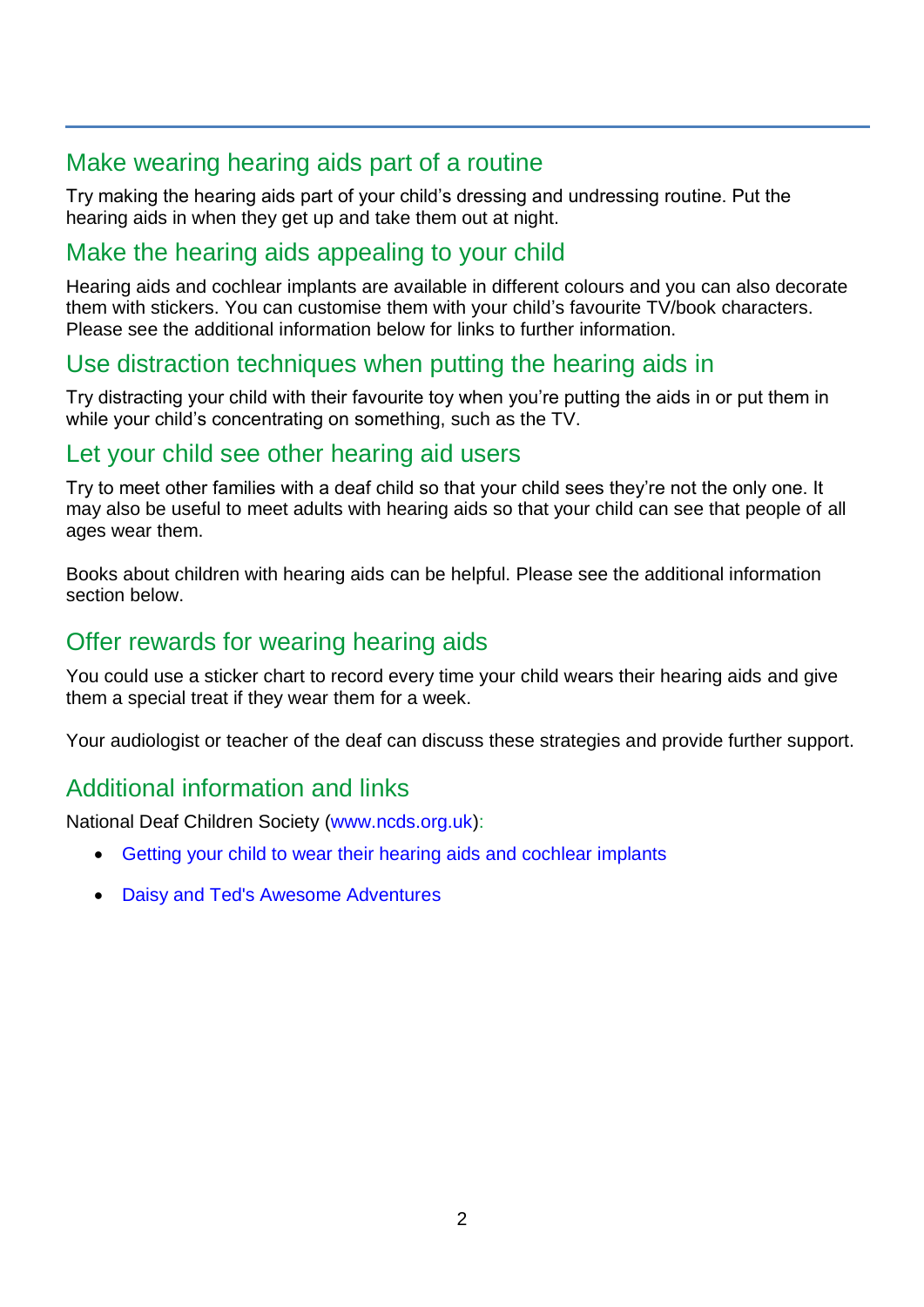## Make wearing hearing aids part of a routine

Try making the hearing aids part of your child's dressing and undressing routine. Put the hearing aids in when they get up and take them out at night.

## Make the hearing aids appealing to your child

Hearing aids and cochlear implants are available in different colours and you can also decorate them with stickers. You can customise them with your child's favourite TV/book characters. Please see the additional information below for links to further information.

## Use distraction techniques when putting the hearing aids in

Try distracting your child with their favourite toy when you're putting the aids in or put them in while your child's concentrating on something, such as the TV.

## Let your child see other hearing aid users

Try to meet other families with a deaf child so that your child sees they're not the only one. It may also be useful to meet adults with hearing aids so that your child can see that people of all ages wear them.

Books about children with hearing aids can be helpful. Please see the additional information section below.

## Offer rewards for wearing hearing aids

You could use a sticker chart to record every time your child wears their hearing aids and give them a special treat if they wear them for a week.

Your audiologist or teacher of the deaf can discuss these strategies and provide further support.

## Additional information and links

National Deaf Children Society (www.ncds.org.uk):

- Getting your child to wear their hearing aids and cochlear implants
- Daisy and Ted's Awesome Adventures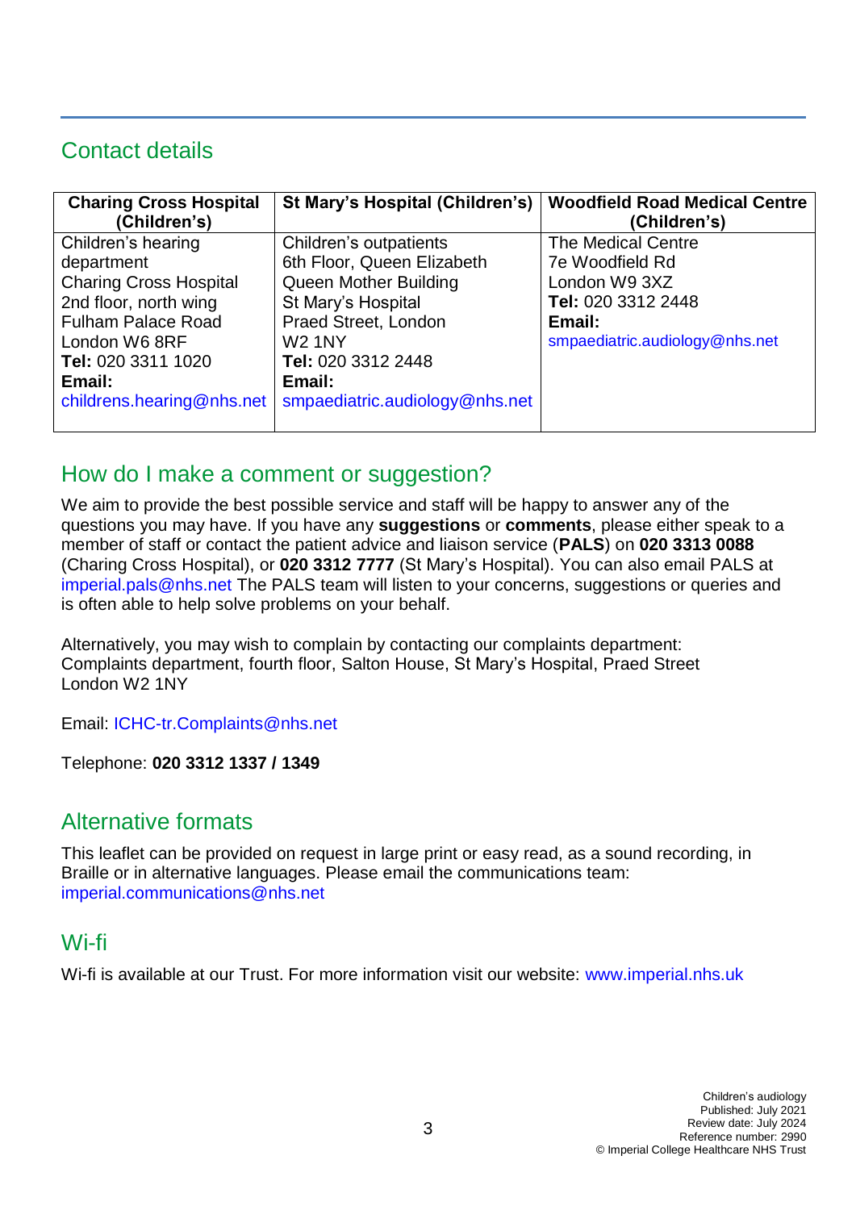## Contact details

| Charing Cross Hospital (Children's) | St Mary's Hospital (Children's) | Woodfield Road Medical Centre (Children's) |
|---|---|---|
| Children's hearing department<br>Charing Cross Hospital<br>2nd floor, north wing<br>Fulham Palace Road<br>London W6 8RF<br>**Tel:** 020 3311 1020<br>**Email:**<br>childrens.hearing@nhs.net | Children's outpatients<br>6th Floor, Queen Elizabeth Queen Mother Building<br>St Mary's Hospital<br>Praed Street, London<br>W2 1NY<br>**Tel:** 020 3312 2448<br>**Email:**<br>smpaediatric.audiology@nhs.net | The Medical Centre<br>7e Woodfield Rd<br>London W9 3XZ<br>**Tel:** 020 3312 2448<br>**Email:**<br>smpaediatric.audiology@nhs.net |

## How do I make a comment or suggestion?

We aim to provide the best possible service and staff will be happy to answer any of the questions you may have. If you have any **suggestions** or **comments**, please either speak to a member of staff or contact the patient advice and liaison service (**PALS**) on **020 3313 0088** (Charing Cross Hospital), or **020 3312 7777** (St Mary's Hospital). You can also email PALS at imperial.pals@nhs.net The PALS team will listen to your concerns, suggestions or queries and is often able to help solve problems on your behalf.

Alternatively, you may wish to complain by contacting our complaints department: Complaints department, fourth floor, Salton House, St Mary's Hospital, Praed Street London W2 1NY

Email: ICHC-tr.Complaints@nhs.net

Telephone: **020 3312 1337 / 1349**

## Alternative formats

This leaflet can be provided on request in large print or easy read, as a sound recording, in Braille or in alternative languages. Please email the communications team: imperial.communications@nhs.net

## Wi-fi

Wi-fi is available at our Trust. For more information visit our website: www.imperial.nhs.uk

Children's audiology
Published: July 2021
Review date: July 2024
Reference number: 2990
© Imperial College Healthcare NHS Trust